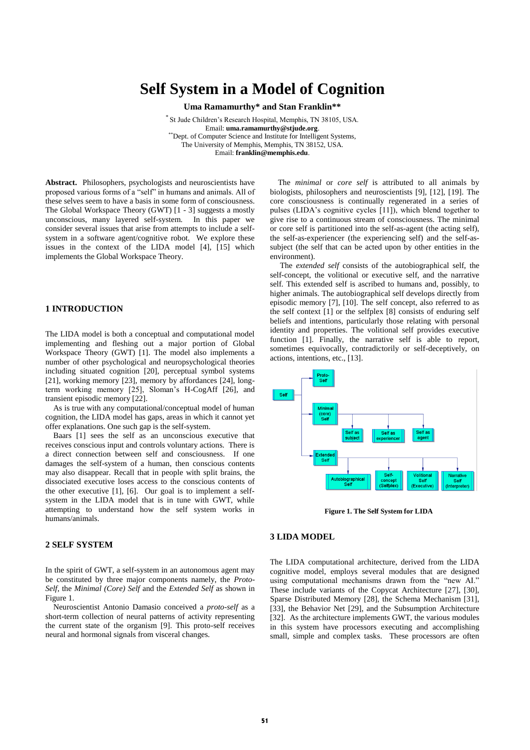# Self System in a Model of Cognition

**Uma Ramamurthy* and Stan Franklin****

\* St Jude Children's Research Hospital, Memphis, TN 38105, USA.
Email: **uma.ramamurthy@stjude.org**.
\*\*Dept. of Computer Science and Institute for Intelligent Systems,
The University of Memphis, Memphis, TN 38152, USA.
Email: **franklin@memphis.edu**.

**Abstract.** Philosophers, psychologists and neuroscientists have proposed various forms of a "self" in humans and animals. All of these selves seem to have a basis in some form of consciousness. The Global Workspace Theory (GWT) [1 - 3] suggests a mostly unconscious, many layered self-system. In this paper we consider several issues that arise from attempts to include a self-system in a software agent/cognitive robot. We explore these issues in the context of the LIDA model [4], [15] which implements the Global Workspace Theory.

## 1 INTRODUCTION

The LIDA model is both a conceptual and computational model implementing and fleshing out a major portion of Global Workspace Theory (GWT) [1]. The model also implements a number of other psychological and neuropsychological theories including situated cognition [20], perceptual symbol systems [21], working memory [23], memory by affordances [24], long-term working memory [25], Sloman's H-CogAff [26], and transient episodic memory [22].

As is true with any computational/conceptual model of human cognition, the LIDA model has gaps, areas in which it cannot yet offer explanations. One such gap is the self-system.

Baars [1] sees the self as an unconscious executive that receives conscious input and controls voluntary actions. There is a direct connection between self and consciousness. If one damages the self-system of a human, then conscious contents may also disappear. Recall that in people with split brains, the dissociated executive loses access to the conscious contents of the other executive [1], [6]. Our goal is to implement a self-system in the LIDA model that is in tune with GWT, while attempting to understand how the self system works in humans/animals.

## 2 SELF SYSTEM

In the spirit of GWT, a self-system in an autonomous agent may be constituted by three major components namely, the *Proto-Self*, the *Minimal (Core) Self* and the *Extended Self* as shown in Figure 1.

Neuroscientist Antonio Damasio conceived a *proto-self* as a short-term collection of neural patterns of activity representing the current state of the organism [9]. This proto-self receives neural and hormonal signals from visceral changes.

The *minimal* or *core self* is attributed to all animals by biologists, philosophers and neuroscientists [9], [12], [19]. The core consciousness is continually regenerated in a series of pulses (LIDA's cognitive cycles [11]), which blend together to give rise to a continuous stream of consciousness. The minimal or core self is partitioned into the self-as-agent (the acting self), the self-as-experiencer (the experiencing self) and the self-as-subject (the self that can be acted upon by other entities in the environment).

The *extended self* consists of the autobiographical self, the self-concept, the volitional or executive self, and the narrative self. This extended self is ascribed to humans and, possibly, to higher animals. The autobiographical self develops directly from episodic memory [7], [10]. The self concept, also referred to as the self context [1] or the selfplex [8] consists of enduring self beliefs and intentions, particularly those relating with personal identity and properties. The volitional self provides executive function [1]. Finally, the narrative self is able to report, sometimes equivocally, contradictorily or self-deceptively, on actions, intentions, etc., [13].

**Figure 1. The Self System for LIDA**

## 3 LIDA MODEL

The LIDA computational architecture, derived from the LIDA cognitive model, employs several modules that are designed using computational mechanisms drawn from the "new AI." These include variants of the Copycat Architecture [27], [30], Sparse Distributed Memory [28], the Schema Mechanism [31], [33], the Behavior Net [29], and the Subsumption Architecture [32]. As the architecture implements GWT, the various modules in this system have processors executing and accomplishing small, simple and complex tasks. These processors are often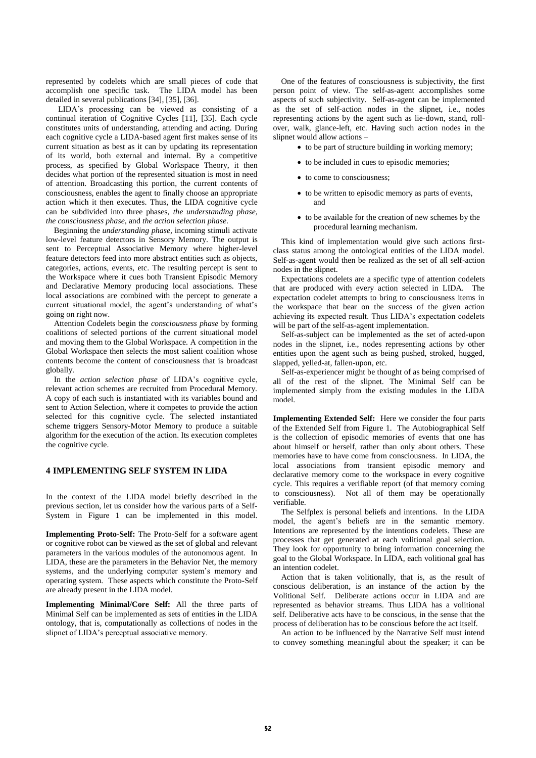represented by codelets which are small pieces of code that accomplish one specific task. The LIDA model has been detailed in several publications [34], [35], [36].

LIDA's processing can be viewed as consisting of a continual iteration of Cognitive Cycles [11], [35]. Each cycle constitutes units of understanding, attending and acting. During each cognitive cycle a LIDA-based agent first makes sense of its current situation as best as it can by updating its representation of its world, both external and internal. By a competitive process, as specified by Global Workspace Theory, it then decides what portion of the represented situation is most in need of attention. Broadcasting this portion, the current contents of consciousness, enables the agent to finally choose an appropriate action which it then executes. Thus, the LIDA cognitive cycle can be subdivided into three phases, *the understanding phase, the consciousness phase*, and *the action selection phase*.

Beginning the *understanding phase*, incoming stimuli activate low-level feature detectors in Sensory Memory. The output is sent to Perceptual Associative Memory where higher-level feature detectors feed into more abstract entities such as objects, categories, actions, events, etc. The resulting percept is sent to the Workspace where it cues both Transient Episodic Memory and Declarative Memory producing local associations. These local associations are combined with the percept to generate a current situational model, the agent's understanding of what's going on right now.

Attention Codelets begin the *consciousness phase* by forming coalitions of selected portions of the current situational model and moving them to the Global Workspace. A competition in the Global Workspace then selects the most salient coalition whose contents become the content of consciousness that is broadcast globally.

In the *action selection phase* of LIDA's cognitive cycle, relevant action schemes are recruited from Procedural Memory. A copy of each such is instantiated with its variables bound and sent to Action Selection, where it competes to provide the action selected for this cognitive cycle. The selected instantiated scheme triggers Sensory-Motor Memory to produce a suitable algorithm for the execution of the action. Its execution completes the cognitive cycle.

## 4 IMPLEMENTING SELF SYSTEM IN LIDA

In the context of the LIDA model briefly described in the previous section, let us consider how the various parts of a Self-System in Figure 1 can be implemented in this model.

**Implementing Proto-Self:** The Proto-Self for a software agent or cognitive robot can be viewed as the set of global and relevant parameters in the various modules of the autonomous agent. In LIDA, these are the parameters in the Behavior Net, the memory systems, and the underlying computer system's memory and operating system. These aspects which constitute the Proto-Self are already present in the LIDA model.

**Implementing Minimal/Core Self:** All the three parts of Minimal Self can be implemented as sets of entities in the LIDA ontology, that is, computationally as collections of nodes in the slipnet of LIDA's perceptual associative memory.

One of the features of consciousness is subjectivity, the first person point of view. The self-as-agent accomplishes some aspects of such subjectivity. Self-as-agent can be implemented as the set of self-action nodes in the slipnet, i.e., nodes representing actions by the agent such as lie-down, stand, roll-over, walk, glance-left, etc. Having such action nodes in the slipnet would allow actions –

- to be part of structure building in working memory;
- to be included in cues to episodic memories;
- to come to consciousness;
- to be written to episodic memory as parts of events, and
- to be available for the creation of new schemes by the procedural learning mechanism.

This kind of implementation would give such actions first-class status among the ontological entities of the LIDA model. Self-as-agent would then be realized as the set of all self-action nodes in the slipnet.

Expectations codelets are a specific type of attention codelets that are produced with every action selected in LIDA. The expectation codelet attempts to bring to consciousness items in the workspace that bear on the success of the given action achieving its expected result. Thus LIDA's expectation codelets will be part of the self-as-agent implementation.

Self-as-subject can be implemented as the set of acted-upon nodes in the slipnet, i.e., nodes representing actions by other entities upon the agent such as being pushed, stroked, hugged, slapped, yelled-at, fallen-upon, etc.

Self-as-experiencer might be thought of as being comprised of all of the rest of the slipnet. The Minimal Self can be implemented simply from the existing modules in the LIDA model.

**Implementing Extended Self:** Here we consider the four parts of the Extended Self from Figure 1. The Autobiographical Self is the collection of episodic memories of events that one has about himself or herself, rather than only about others. These memories have to have come from consciousness. In LIDA, the local associations from transient episodic memory and declarative memory come to the workspace in every cognitive cycle. This requires a verifiable report (of that memory coming to consciousness). Not all of them may be operationally verifiable.

The Selfplex is personal beliefs and intentions. In the LIDA model, the agent's beliefs are in the semantic memory. Intentions are represented by the intentions codelets. These are processes that get generated at each volitional goal selection. They look for opportunity to bring information concerning the goal to the Global Workspace. In LIDA, each volitional goal has an intention codelet.

Action that is taken volitionally, that is, as the result of conscious deliberation, is an instance of the action by the Volitional Self. Deliberate actions occur in LIDA and are represented as behavior streams. Thus LIDA has a volitional self. Deliberative acts have to be conscious, in the sense that the process of deliberation has to be conscious before the act itself.

An action to be influenced by the Narrative Self must intend to convey something meaningful about the speaker; it can be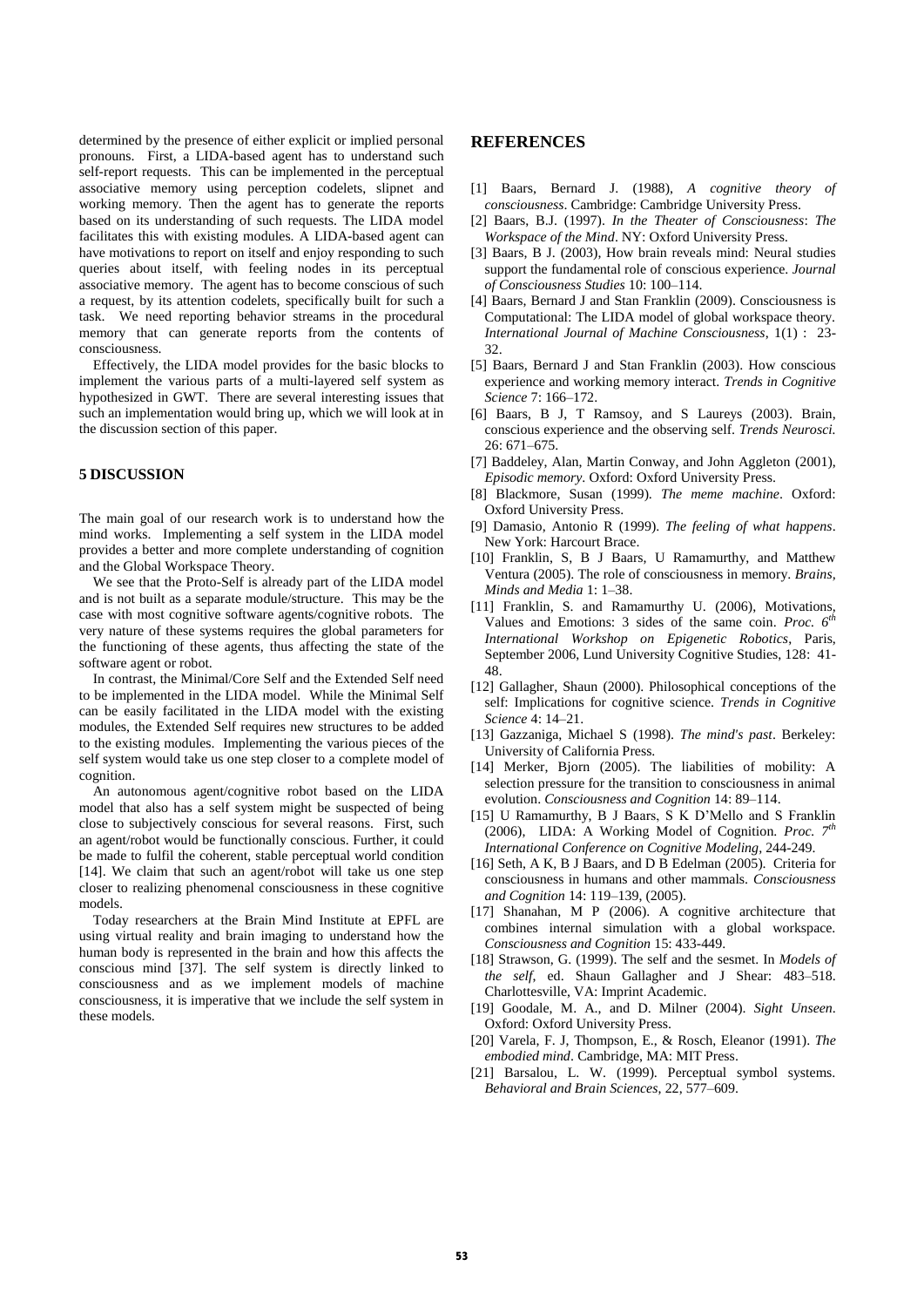determined by the presence of either explicit or implied personal pronouns. First, a LIDA-based agent has to understand such self-report requests. This can be implemented in the perceptual associative memory using perception codelets, slipnet and working memory. Then the agent has to generate the reports based on its understanding of such requests. The LIDA model facilitates this with existing modules. A LIDA-based agent can have motivations to report on itself and enjoy responding to such queries about itself, with feeling nodes in its perceptual associative memory. The agent has to become conscious of such a request, by its attention codelets, specifically built for such a task. We need reporting behavior streams in the procedural memory that can generate reports from the contents of consciousness.

Effectively, the LIDA model provides for the basic blocks to implement the various parts of a multi-layered self system as hypothesized in GWT. There are several interesting issues that such an implementation would bring up, which we will look at in the discussion section of this paper.

## 5 DISCUSSION

The main goal of our research work is to understand how the mind works. Implementing a self system in the LIDA model provides a better and more complete understanding of cognition and the Global Workspace Theory.

We see that the Proto-Self is already part of the LIDA model and is not built as a separate module/structure. This may be the case with most cognitive software agents/cognitive robots. The very nature of these systems requires the global parameters for the functioning of these agents, thus affecting the state of the software agent or robot.

In contrast, the Minimal/Core Self and the Extended Self need to be implemented in the LIDA model. While the Minimal Self can be easily facilitated in the LIDA model with the existing modules, the Extended Self requires new structures to be added to the existing modules. Implementing the various pieces of the self system would take us one step closer to a complete model of cognition.

An autonomous agent/cognitive robot based on the LIDA model that also has a self system might be suspected of being close to subjectively conscious for several reasons. First, such an agent/robot would be functionally conscious. Further, it could be made to fulfil the coherent, stable perceptual world condition [14]. We claim that such an agent/robot will take us one step closer to realizing phenomenal consciousness in these cognitive models.

Today researchers at the Brain Mind Institute at EPFL are using virtual reality and brain imaging to understand how the human body is represented in the brain and how this affects the conscious mind [37]. The self system is directly linked to consciousness and as we implement models of machine consciousness, it is imperative that we include the self system in these models.

## REFERENCES

[1] Baars, Bernard J. (1988), *A cognitive theory of consciousness*. Cambridge: Cambridge University Press.

[2] Baars, B.J. (1997). *In the Theater of Consciousness*: *The Workspace of the Mind*. NY: Oxford University Press.

[3] Baars, B J. (2003), How brain reveals mind: Neural studies support the fundamental role of conscious experience. *Journal of Consciousness Studies* 10: 100–114.

[4] Baars, Bernard J and Stan Franklin (2009). Consciousness is Computational: The LIDA model of global workspace theory. *International Journal of Machine Consciousness*, 1(1) : 23-32.

[5] Baars, Bernard J and Stan Franklin (2003). How conscious experience and working memory interact. *Trends in Cognitive Science* 7: 166–172.

[6] Baars, B J, T Ramsoy, and S Laureys (2003). Brain, conscious experience and the observing self. *Trends Neurosci.* 26: 671–675.

[7] Baddeley, Alan, Martin Conway, and John Aggleton (2001), *Episodic memory*. Oxford: Oxford University Press.

[8] Blackmore, Susan (1999). *The meme machine*. Oxford: Oxford University Press.

[9] Damasio, Antonio R (1999). *The feeling of what happens*. New York: Harcourt Brace.

[10] Franklin, S, B J Baars, U Ramamurthy, and Matthew Ventura (2005). The role of consciousness in memory. *Brains, Minds and Media* 1: 1–38.

[11] Franklin, S. and Ramamurthy U. (2006), Motivations, Values and Emotions: 3 sides of the same coin. *Proc. 6th International Workshop on Epigenetic Robotics*, Paris, September 2006, Lund University Cognitive Studies, 128: 41-48.

[12] Gallagher, Shaun (2000). Philosophical conceptions of the self: Implications for cognitive science. *Trends in Cognitive Science* 4: 14–21.

[13] Gazzaniga, Michael S (1998). *The mind's past*. Berkeley: University of California Press.

[14] Merker, Bjorn (2005). The liabilities of mobility: A selection pressure for the transition to consciousness in animal evolution. *Consciousness and Cognition* 14: 89–114.

[15] U Ramamurthy, B J Baars, S K D'Mello and S Franklin (2006), LIDA: A Working Model of Cognition. *Proc. 7th International Conference on Cognitive Modeling*, 244-249.

[16] Seth, A K, B J Baars, and D B Edelman (2005). Criteria for consciousness in humans and other mammals. *Consciousness and Cognition* 14: 119–139, (2005).

[17] Shanahan, M P (2006). A cognitive architecture that combines internal simulation with a global workspace. *Consciousness and Cognition* 15: 433-449.

[18] Strawson, G. (1999). The self and the sesmet. In *Models of the self*, ed. Shaun Gallagher and J Shear: 483–518. Charlottesville, VA: Imprint Academic.

[19] Goodale, M. A., and D. Milner (2004). *Sight Unseen*. Oxford: Oxford University Press.

[20] Varela, F. J, Thompson, E., & Rosch, Eleanor (1991). *The embodied mind*. Cambridge, MA: MIT Press.

[21] Barsalou, L. W. (1999). Perceptual symbol systems. *Behavioral and Brain Sciences*, 22, 577–609.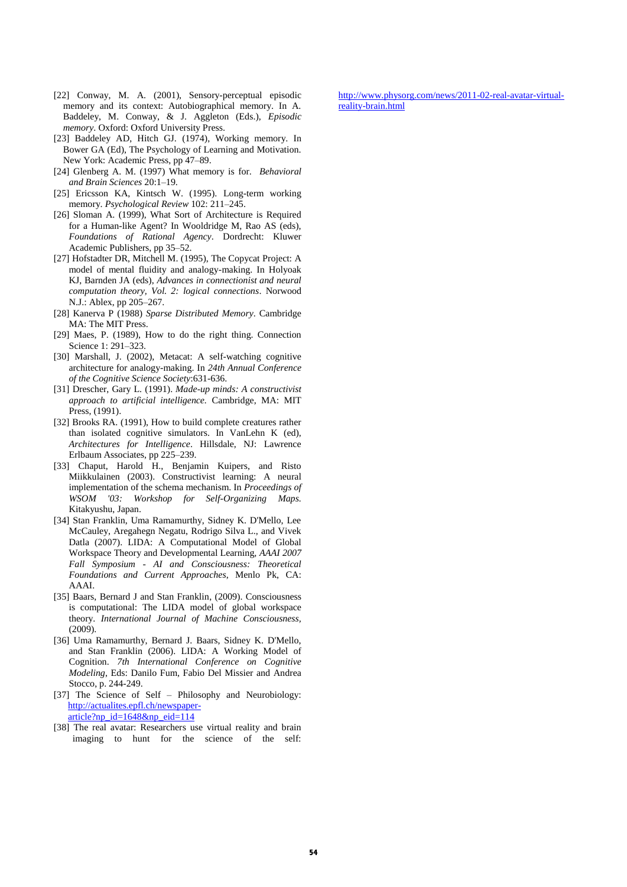[22] Conway, M. A. (2001), Sensory-perceptual episodic memory and its context: Autobiographical memory. In A. Baddeley, M. Conway, & J. Aggleton (Eds.), *Episodic memory*. Oxford: Oxford University Press.

[23] Baddeley AD, Hitch GJ. (1974), Working memory. In Bower GA (Ed), The Psychology of Learning and Motivation. New York: Academic Press, pp 47–89.

[24] Glenberg A. M. (1997) What memory is for. *Behavioral and Brain Sciences* 20:1–19.

[25] Ericsson KA, Kintsch W. (1995). Long-term working memory. *Psychological Review* 102: 211–245.

[26] Sloman A. (1999), What Sort of Architecture is Required for a Human-like Agent? In Wooldridge M, Rao AS (eds), *Foundations of Rational Agency*. Dordrecht: Kluwer Academic Publishers, pp 35–52.

[27] Hofstadter DR, Mitchell M. (1995), The Copycat Project: A model of mental fluidity and analogy-making. In Holyoak KJ, Barnden JA (eds), *Advances in connectionist and neural computation theory, Vol. 2: logical connections*. Norwood N.J.: Ablex, pp 205–267.

[28] Kanerva P (1988) *Sparse Distributed Memory*. Cambridge MA: The MIT Press.

[29] Maes, P. (1989), How to do the right thing. Connection Science 1: 291–323.

[30] Marshall, J. (2002), Metacat: A self-watching cognitive architecture for analogy-making. In *24th Annual Conference of the Cognitive Science Society*:631-636.

[31] Drescher, Gary L. (1991). *Made-up minds: A constructivist approach to artificial intelligence.* Cambridge, MA: MIT Press, (1991).

[32] Brooks RA. (1991), How to build complete creatures rather than isolated cognitive simulators. In VanLehn K (ed), *Architectures for Intelligence*. Hillsdale, NJ: Lawrence Erlbaum Associates, pp 225–239.

[33] Chaput, Harold H., Benjamin Kuipers, and Risto Miikkulainen (2003). Constructivist learning: A neural implementation of the schema mechanism. In *Proceedings of WSOM '03: Workshop for Self-Organizing Maps*. Kitakyushu, Japan.

[34] Stan Franklin, Uma Ramamurthy, Sidney K. D'Mello, Lee McCauley, Aregahegn Negatu, Rodrigo Silva L., and Vivek Datla (2007). LIDA: A Computational Model of Global Workspace Theory and Developmental Learning, *AAAI 2007 Fall Symposium - AI and Consciousness: Theoretical Foundations and Current Approaches*, Menlo Pk, CA: AAAI.

[35] Baars, Bernard J and Stan Franklin, (2009). Consciousness is computational: The LIDA model of global workspace theory. *International Journal of Machine Consciousness*, (2009).

[36] Uma Ramamurthy, Bernard J. Baars, Sidney K. D'Mello, and Stan Franklin (2006). LIDA: A Working Model of Cognition. *7th International Conference on Cognitive Modeling*, Eds: Danilo Fum, Fabio Del Missier and Andrea Stocco, p. 244-249.

[37] The Science of Self – Philosophy and Neurobiology: http://actualites.epfl.ch/newspaper-article?np_id=1648&np_eid=114

[38] The real avatar: Researchers use virtual reality and brain imaging to hunt for the science of the self: http://www.physorg.com/news/2011-02-real-avatar-virtual-reality-brain.html